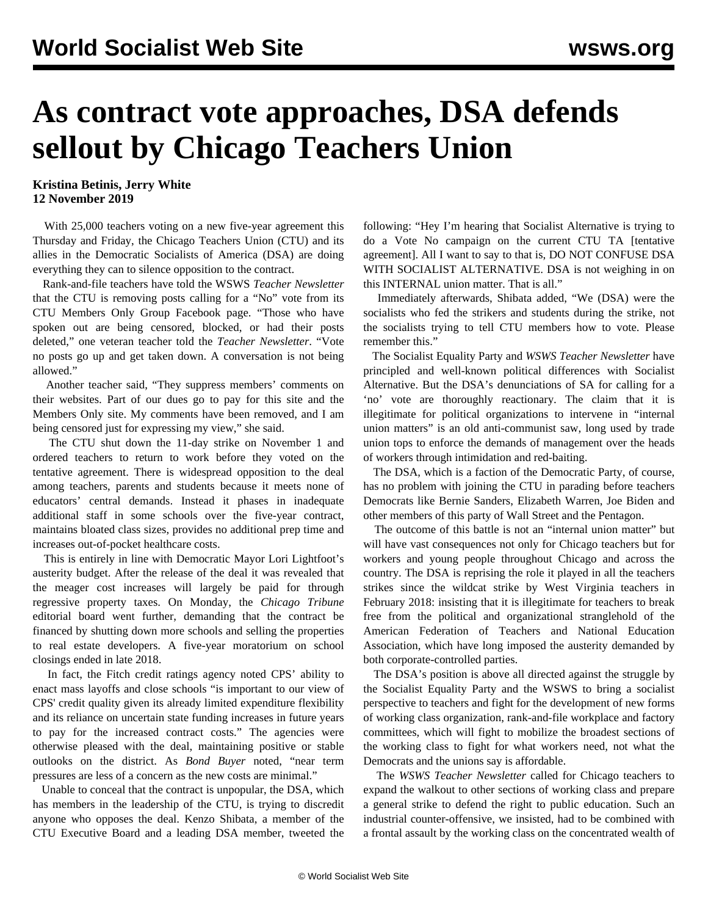# As contract vote approaches, DSA defends sellout by Chicago Teachers Union

**Kristina Betinis, Jerry White**
**12 November 2019**

With 25,000 teachers voting on a new five-year agreement this Thursday and Friday, the Chicago Teachers Union (CTU) and its allies in the Democratic Socialists of America (DSA) are doing everything they can to silence opposition to the contract.

Rank-and-file teachers have told the WSWS *Teacher Newsletter* that the CTU is removing posts calling for a "No" vote from its CTU Members Only Group Facebook page. "Those who have spoken out are being censored, blocked, or had their posts deleted," one veteran teacher told the *Teacher Newsletter*. "Vote no posts go up and get taken down. A conversation is not being allowed."

Another teacher said, "They suppress members' comments on their websites. Part of our dues go to pay for this site and the Members Only site. My comments have been removed, and I am being censored just for expressing my view," she said.

The CTU shut down the 11-day strike on November 1 and ordered teachers to return to work before they voted on the tentative agreement. There is widespread opposition to the deal among teachers, parents and students because it meets none of educators' central demands. Instead it phases in inadequate additional staff in some schools over the five-year contract, maintains bloated class sizes, provides no additional prep time and increases out-of-pocket healthcare costs.

This is entirely in line with Democratic Mayor Lori Lightfoot's austerity budget. After the release of the deal it was revealed that the meager cost increases will largely be paid for through regressive property taxes. On Monday, the *Chicago Tribune* editorial board went further, demanding that the contract be financed by shutting down more schools and selling the properties to real estate developers. A five-year moratorium on school closings ended in late 2018.

In fact, the Fitch credit ratings agency noted CPS' ability to enact mass layoffs and close schools "is important to our view of CPS' credit quality given its already limited expenditure flexibility and its reliance on uncertain state funding increases in future years to pay for the increased contract costs." The agencies were otherwise pleased with the deal, maintaining positive or stable outlooks on the district. As *Bond Buyer* noted, "near term pressures are less of a concern as the new costs are minimal."

Unable to conceal that the contract is unpopular, the DSA, which has members in the leadership of the CTU, is trying to discredit anyone who opposes the deal. Kenzo Shibata, a member of the CTU Executive Board and a leading DSA member, tweeted the following: "Hey I'm hearing that Socialist Alternative is trying to do a Vote No campaign on the current CTU TA [tentative agreement]. All I want to say to that is, DO NOT CONFUSE DSA WITH SOCIALIST ALTERNATIVE. DSA is not weighing in on this INTERNAL union matter. That is all."

Immediately afterwards, Shibata added, "We (DSA) were the socialists who fed the strikers and students during the strike, not the socialists trying to tell CTU members how to vote. Please remember this."

The Socialist Equality Party and *WSWS Teacher Newsletter* have principled and well-known political differences with Socialist Alternative. But the DSA's denunciations of SA for calling for a 'no' vote are thoroughly reactionary. The claim that it is illegitimate for political organizations to intervene in "internal union matters" is an old anti-communist saw, long used by trade union tops to enforce the demands of management over the heads of workers through intimidation and red-baiting.

The DSA, which is a faction of the Democratic Party, of course, has no problem with joining the CTU in parading before teachers Democrats like Bernie Sanders, Elizabeth Warren, Joe Biden and other members of this party of Wall Street and the Pentagon.

The outcome of this battle is not an "internal union matter" but will have vast consequences not only for Chicago teachers but for workers and young people throughout Chicago and across the country. The DSA is reprising the role it played in all the teachers strikes since the wildcat strike by West Virginia teachers in February 2018: insisting that it is illegitimate for teachers to break free from the political and organizational stranglehold of the American Federation of Teachers and National Education Association, which have long imposed the austerity demanded by both corporate-controlled parties.

The DSA's position is above all directed against the struggle by the Socialist Equality Party and the WSWS to bring a socialist perspective to teachers and fight for the development of new forms of working class organization, rank-and-file workplace and factory committees, which will fight to mobilize the broadest sections of the working class to fight for what workers need, not what the Democrats and the unions say is affordable.

The *WSWS Teacher Newsletter* called for Chicago teachers to expand the walkout to other sections of working class and prepare a general strike to defend the right to public education. Such an industrial counter-offensive, we insisted, had to be combined with a frontal assault by the working class on the concentrated wealth of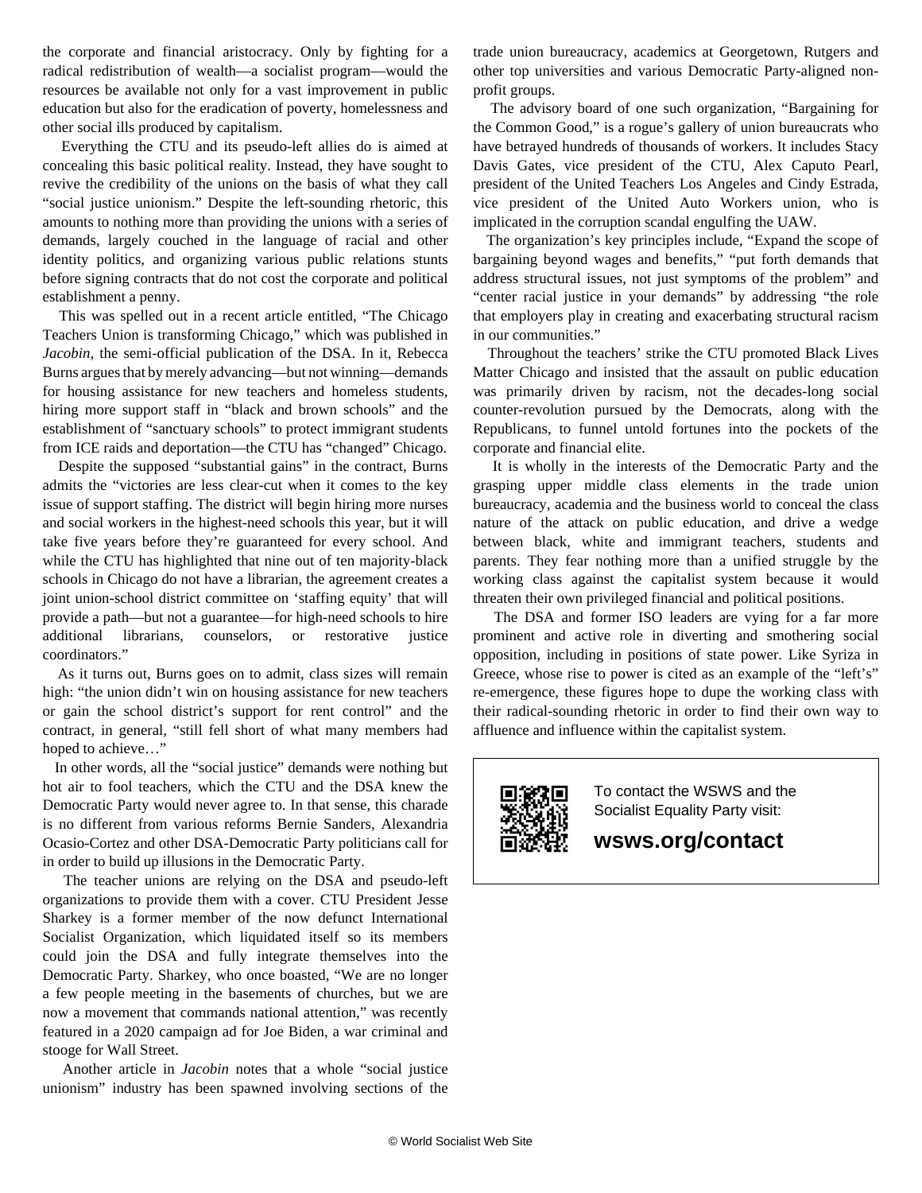the corporate and financial aristocracy. Only by fighting for a radical redistribution of wealth—a socialist program—would the resources be available not only for a vast improvement in public education but also for the eradication of poverty, homelessness and other social ills produced by capitalism.

Everything the CTU and its pseudo-left allies do is aimed at concealing this basic political reality. Instead, they have sought to revive the credibility of the unions on the basis of what they call "social justice unionism." Despite the left-sounding rhetoric, this amounts to nothing more than providing the unions with a series of demands, largely couched in the language of racial and other identity politics, and organizing various public relations stunts before signing contracts that do not cost the corporate and political establishment a penny.

This was spelled out in a recent article entitled, "The Chicago Teachers Union is transforming Chicago," which was published in *Jacobin*, the semi-official publication of the DSA. In it, Rebecca Burns argues that by merely advancing—but not winning—demands for housing assistance for new teachers and homeless students, hiring more support staff in "black and brown schools" and the establishment of "sanctuary schools" to protect immigrant students from ICE raids and deportation—the CTU has "changed" Chicago.

Despite the supposed "substantial gains" in the contract, Burns admits the "victories are less clear-cut when it comes to the key issue of support staffing. The district will begin hiring more nurses and social workers in the highest-need schools this year, but it will take five years before they're guaranteed for every school. And while the CTU has highlighted that nine out of ten majority-black schools in Chicago do not have a librarian, the agreement creates a joint union-school district committee on 'staffing equity' that will provide a path—but not a guarantee—for high-need schools to hire additional librarians, counselors, or restorative justice coordinators."

As it turns out, Burns goes on to admit, class sizes will remain high: "the union didn't win on housing assistance for new teachers or gain the school district's support for rent control" and the contract, in general, "still fell short of what many members had hoped to achieve…"

In other words, all the "social justice" demands were nothing but hot air to fool teachers, which the CTU and the DSA knew the Democratic Party would never agree to. In that sense, this charade is no different from various reforms Bernie Sanders, Alexandria Ocasio-Cortez and other DSA-Democratic Party politicians call for in order to build up illusions in the Democratic Party.

The teacher unions are relying on the DSA and pseudo-left organizations to provide them with a cover. CTU President Jesse Sharkey is a former member of the now defunct International Socialist Organization, which liquidated itself so its members could join the DSA and fully integrate themselves into the Democratic Party. Sharkey, who once boasted, "We are no longer a few people meeting in the basements of churches, but we are now a movement that commands national attention," was recently featured in a 2020 campaign ad for Joe Biden, a war criminal and stooge for Wall Street.

Another article in *Jacobin* notes that a whole "social justice unionism" industry has been spawned involving sections of the trade union bureaucracy, academics at Georgetown, Rutgers and other top universities and various Democratic Party-aligned non-profit groups.

The advisory board of one such organization, "Bargaining for the Common Good," is a rogue's gallery of union bureaucrats who have betrayed hundreds of thousands of workers. It includes Stacy Davis Gates, vice president of the CTU, Alex Caputo Pearl, president of the United Teachers Los Angeles and Cindy Estrada, vice president of the United Auto Workers union, who is implicated in the corruption scandal engulfing the UAW.

The organization's key principles include, "Expand the scope of bargaining beyond wages and benefits," "put forth demands that address structural issues, not just symptoms of the problem" and "center racial justice in your demands" by addressing "the role that employers play in creating and exacerbating structural racism in our communities."

Throughout the teachers' strike the CTU promoted Black Lives Matter Chicago and insisted that the assault on public education was primarily driven by racism, not the decades-long social counter-revolution pursued by the Democrats, along with the Republicans, to funnel untold fortunes into the pockets of the corporate and financial elite.

It is wholly in the interests of the Democratic Party and the grasping upper middle class elements in the trade union bureaucracy, academia and the business world to conceal the class nature of the attack on public education, and drive a wedge between black, white and immigrant teachers, students and parents. They fear nothing more than a unified struggle by the working class against the capitalist system because it would threaten their own privileged financial and political positions.

The DSA and former ISO leaders are vying for a far more prominent and active role in diverting and smothering social opposition, including in positions of state power. Like Syriza in Greece, whose rise to power is cited as an example of the "left's" re-emergence, these figures hope to dupe the working class with their radical-sounding rhetoric in order to find their own way to affluence and influence within the capitalist system.

To contact the WSWS and the Socialist Equality Party visit:

**wsws.org/contact**